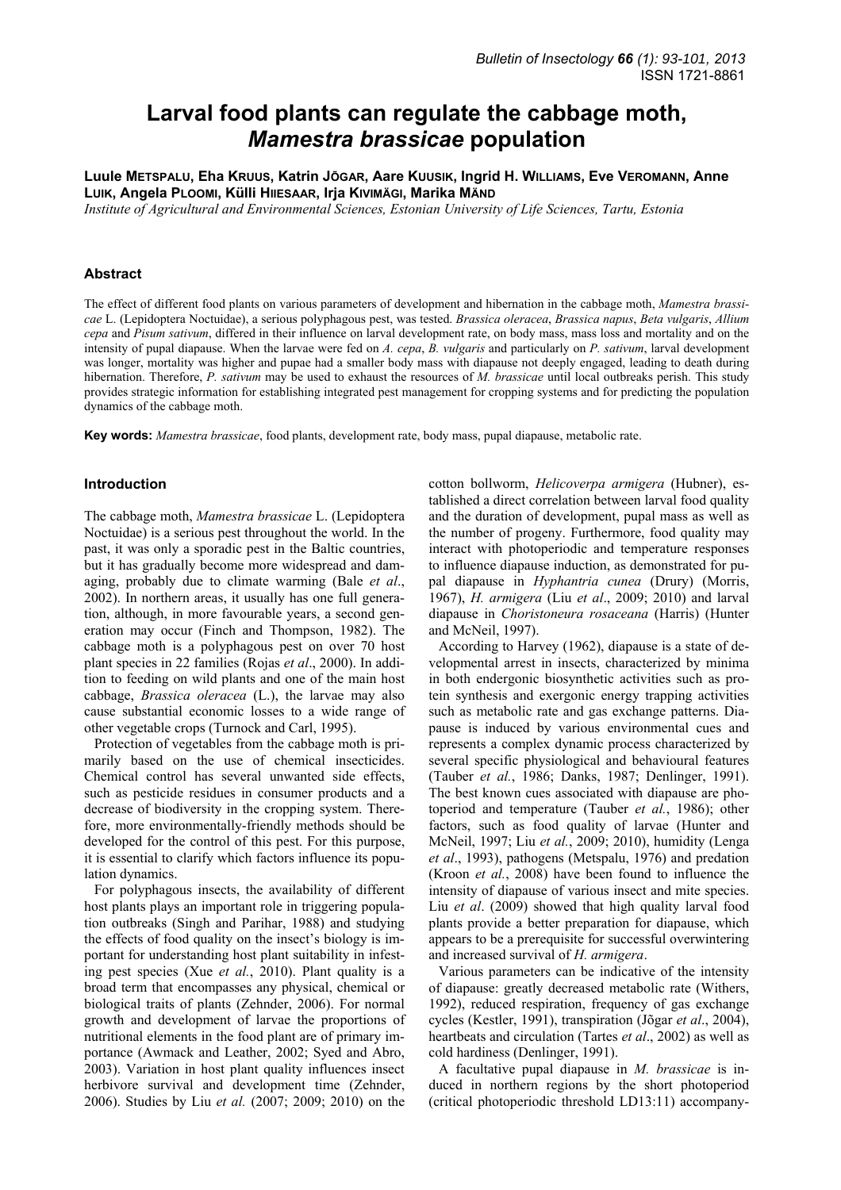# Larval food plants can regulate the cabbage moth, *Mamestra brassicae* population

**Luule Metspalu, Eha Kruus, Katrin Jõgar, Aare Kuusik, Ingrid H. Williams, Eve Veromann, Anne Luik, Angela Ploomi, Külli Hiiesaar, Irja Kivimägi, Marika Mänd**

*Institute of Agricultural and Environmental Sciences, Estonian University of Life Sciences, Tartu, Estonia*

## Abstract

The effect of different food plants on various parameters of development and hibernation in the cabbage moth, *Mamestra brassicae* L. (Lepidoptera Noctuidae), a serious polyphagous pest, was tested. *Brassica oleracea*, *Brassica napus*, *Beta vulgaris*, *Allium cepa* and *Pisum sativum*, differed in their influence on larval development rate, on body mass, mass loss and mortality and on the intensity of pupal diapause. When the larvae were fed on *A. cepa*, *B. vulgaris* and particularly on *P. sativum*, larval development was longer, mortality was higher and pupae had a smaller body mass with diapause not deeply engaged, leading to death during hibernation. Therefore, *P. sativum* may be used to exhaust the resources of *M. brassicae* until local outbreaks perish. This study provides strategic information for establishing integrated pest management for cropping systems and for predicting the population dynamics of the cabbage moth.

**Key words:** *Mamestra brassicae*, food plants, development rate, body mass, pupal diapause, metabolic rate.

## Introduction

The cabbage moth, *Mamestra brassicae* L. (Lepidoptera Noctuidae) is a serious pest throughout the world. In the past, it was only a sporadic pest in the Baltic countries, but it has gradually become more widespread and damaging, probably due to climate warming (Bale *et al*., 2002). In northern areas, it usually has one full generation, although, in more favourable years, a second generation may occur (Finch and Thompson, 1982). The cabbage moth is a polyphagous pest on over 70 host plant species in 22 families (Rojas *et al*., 2000). In addition to feeding on wild plants and one of the main host cabbage, *Brassica oleracea* (L.), the larvae may also cause substantial economic losses to a wide range of other vegetable crops (Turnock and Carl, 1995).

Protection of vegetables from the cabbage moth is primarily based on the use of chemical insecticides. Chemical control has several unwanted side effects, such as pesticide residues in consumer products and a decrease of biodiversity in the cropping system. Therefore, more environmentally-friendly methods should be developed for the control of this pest. For this purpose, it is essential to clarify which factors influence its population dynamics.

For polyphagous insects, the availability of different host plants plays an important role in triggering population outbreaks (Singh and Parihar, 1988) and studying the effects of food quality on the insect's biology is important for understanding host plant suitability in infesting pest species (Xue *et al.*, 2010). Plant quality is a broad term that encompasses any physical, chemical or biological traits of plants (Zehnder, 2006). For normal growth and development of larvae the proportions of nutritional elements in the food plant are of primary importance (Awmack and Leather, 2002; Syed and Abro, 2003). Variation in host plant quality influences insect herbivore survival and development time (Zehnder, 2006). Studies by Liu *et al.* (2007; 2009; 2010) on the cotton bollworm, *Helicoverpa armigera* (Hubner), established a direct correlation between larval food quality and the duration of development, pupal mass as well as the number of progeny. Furthermore, food quality may interact with photoperiodic and temperature responses to influence diapause induction, as demonstrated for pupal diapause in *Hyphantria cunea* (Drury) (Morris, 1967), *H. armigera* (Liu *et al*., 2009; 2010) and larval diapause in *Choristoneura rosaceana* (Harris) (Hunter and McNeil, 1997).

According to Harvey (1962), diapause is a state of developmental arrest in insects, characterized by minima in both endergonic biosynthetic activities such as protein synthesis and exergonic energy trapping activities such as metabolic rate and gas exchange patterns. Diapause is induced by various environmental cues and represents a complex dynamic process characterized by several specific physiological and behavioural features (Tauber *et al.*, 1986; Danks, 1987; Denlinger, 1991). The best known cues associated with diapause are photoperiod and temperature (Tauber *et al.*, 1986); other factors, such as food quality of larvae (Hunter and McNeil, 1997; Liu *et al.*, 2009; 2010), humidity (Lenga *et al*., 1993), pathogens (Metspalu, 1976) and predation (Kroon *et al.*, 2008) have been found to influence the intensity of diapause of various insect and mite species. Liu *et al*. (2009) showed that high quality larval food plants provide a better preparation for diapause, which appears to be a prerequisite for successful overwintering and increased survival of *H. armigera*.

Various parameters can be indicative of the intensity of diapause: greatly decreased metabolic rate (Withers, 1992), reduced respiration, frequency of gas exchange cycles (Kestler, 1991), transpiration (Jõgar *et al*., 2004), heartbeats and circulation (Tartes *et al*., 2002) as well as cold hardiness (Denlinger, 1991).

A facultative pupal diapause in *M. brassicae* is induced in northern regions by the short photoperiod (critical photoperiodic threshold LD13:11) accompany-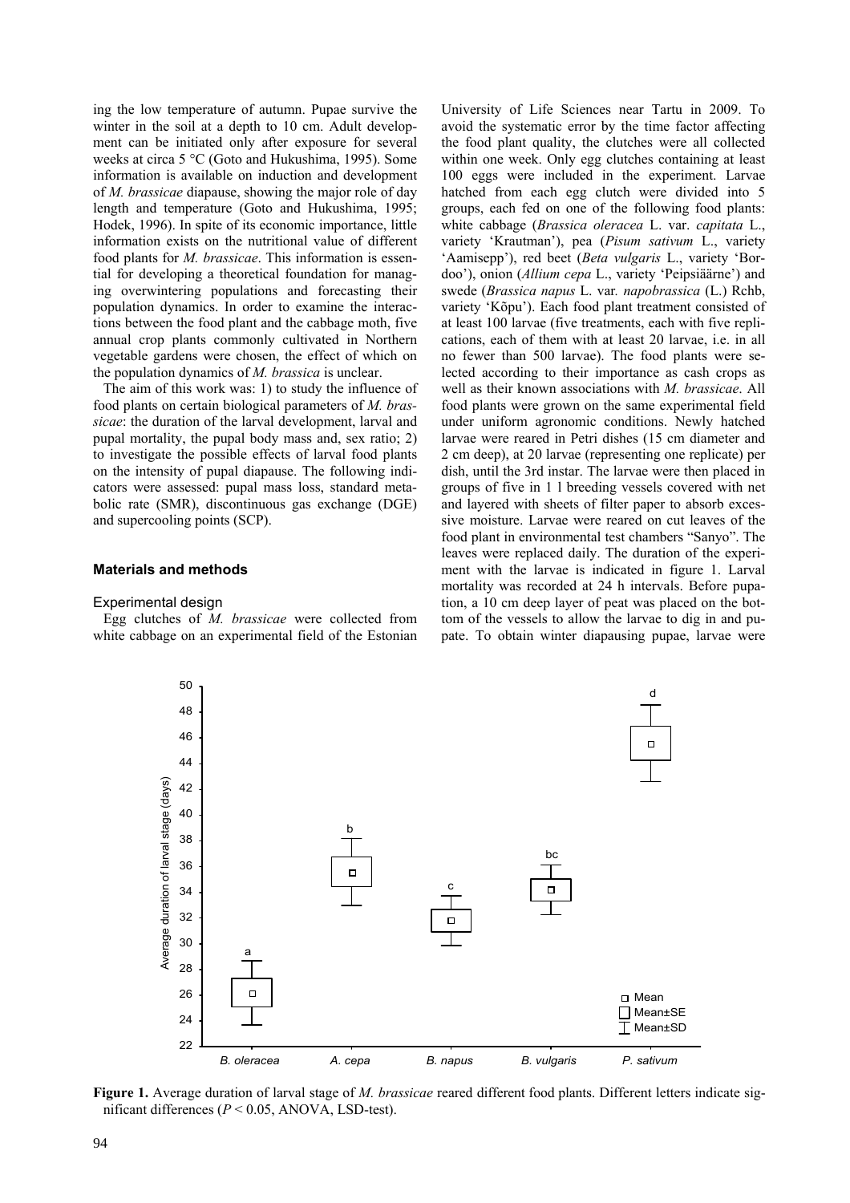ing the low temperature of autumn. Pupae survive the winter in the soil at a depth to 10 cm. Adult development can be initiated only after exposure for several weeks at circa 5 °C (Goto and Hukushima, 1995). Some information is available on induction and development of *M. brassicae* diapause, showing the major role of day length and temperature (Goto and Hukushima, 1995; Hodek, 1996). In spite of its economic importance, little information exists on the nutritional value of different food plants for *M. brassicae*. This information is essential for developing a theoretical foundation for managing overwintering populations and forecasting their population dynamics. In order to examine the interactions between the food plant and the cabbage moth, five annual crop plants commonly cultivated in Northern vegetable gardens were chosen, the effect of which on the population dynamics of *M. brassica* is unclear.

The aim of this work was: 1) to study the influence of food plants on certain biological parameters of *M. brassicae*: the duration of the larval development, larval and pupal mortality, the pupal body mass and, sex ratio; 2) to investigate the possible effects of larval food plants on the intensity of pupal diapause. The following indicators were assessed: pupal mass loss, standard metabolic rate (SMR), discontinuous gas exchange (DGE) and supercooling points (SCP).

## Materials and methods

### Experimental design

Egg clutches of *M. brassicae* were collected from white cabbage on an experimental field of the Estonian University of Life Sciences near Tartu in 2009. To avoid the systematic error by the time factor affecting the food plant quality, the clutches were all collected within one week. Only egg clutches containing at least 100 eggs were included in the experiment. Larvae hatched from each egg clutch were divided into 5 groups, each fed on one of the following food plants: white cabbage (*Brassica oleracea* L. var. *capitata* L., variety 'Krautman'), pea (*Pisum sativum* L., variety 'Aamisepp'), red beet (*Beta vulgaris* L., variety 'Bordoo'), onion (*Allium cepa* L., variety 'Peipsiäärne') and swede (*Brassica napus* L. var. *napobrassica* (L.) Rchb, variety 'Kõpu'). Each food plant treatment consisted of at least 100 larvae (five treatments, each with five replications, each of them with at least 20 larvae, i.e. in all no fewer than 500 larvae). The food plants were selected according to their importance as cash crops as well as their known associations with *M. brassicae*. All food plants were grown on the same experimental field under uniform agronomic conditions. Newly hatched larvae were reared in Petri dishes (15 cm diameter and 2 cm deep), at 20 larvae (representing one replicate) per dish, until the 3rd instar. The larvae were then placed in groups of five in 1 l breeding vessels covered with net and layered with sheets of filter paper to absorb excessive moisture. Larvae were reared on cut leaves of the food plant in environmental test chambers "Sanyo". The leaves were replaced daily. The duration of the experiment with the larvae is indicated in figure 1. Larval mortality was recorded at 24 h intervals. Before pupation, a 10 cm deep layer of peat was placed on the bottom of the vessels to allow the larvae to dig in and pupate. To obtain winter diapausing pupae, larvae were

**Figure 1.** Average duration of larval stage of *M. brassicae* reared different food plants. Different letters indicate significant differences ($P < 0.05$, ANOVA, LSD-test).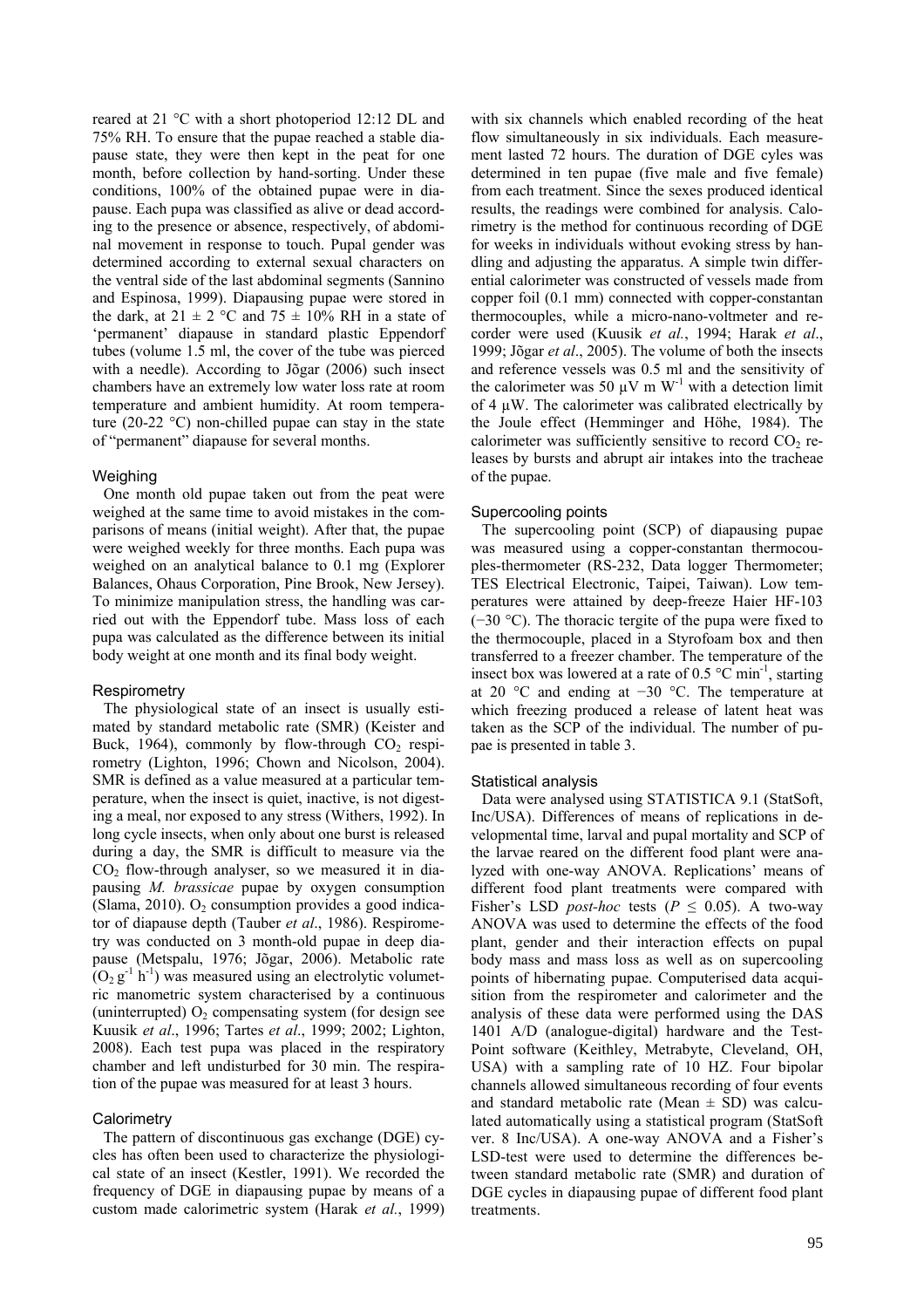reared at 21 °C with a short photoperiod 12:12 DL and 75% RH. To ensure that the pupae reached a stable diapause state, they were then kept in the peat for one month, before collection by hand-sorting. Under these conditions, 100% of the obtained pupae were in diapause. Each pupa was classified as alive or dead according to the presence or absence, respectively, of abdominal movement in response to touch. Pupal gender was determined according to external sexual characters on the ventral side of the last abdominal segments (Sannino and Espinosa, 1999). Diapausing pupae were stored in the dark, at 21 ± 2 °C and 75 ± 10% RH in a state of 'permanent' diapause in standard plastic Eppendorf tubes (volume 1.5 ml, the cover of the tube was pierced with a needle). According to Jõgar (2006) such insect chambers have an extremely low water loss rate at room temperature and ambient humidity. At room temperature (20-22 °C) non-chilled pupae can stay in the state of "permanent" diapause for several months.

### Weighing

One month old pupae taken out from the peat were weighed at the same time to avoid mistakes in the comparisons of means (initial weight). After that, the pupae were weighed weekly for three months. Each pupa was weighed on an analytical balance to 0.1 mg (Explorer Balances, Ohaus Corporation, Pine Brook, New Jersey). To minimize manipulation stress, the handling was carried out with the Eppendorf tube. Mass loss of each pupa was calculated as the difference between its initial body weight at one month and its final body weight.

### Respirometry

The physiological state of an insect is usually estimated by standard metabolic rate (SMR) (Keister and Buck, 1964), commonly by flow-through $CO_2$ respirometry (Lighton, 1996; Chown and Nicolson, 2004). SMR is defined as a value measured at a particular temperature, when the insect is quiet, inactive, is not digesting a meal, nor exposed to any stress (Withers, 1992). In long cycle insects, when only about one burst is released during a day, the SMR is difficult to measure via the $CO_2$ flow-through analyser, so we measured it in diapausing *M. brassicae* pupae by oxygen consumption (Slama, 2010). $O_2$ consumption provides a good indicator of diapause depth (Tauber *et al*., 1986). Respirometry was conducted on 3 month-old pupae in deep diapause (Metspalu, 1976; Jõgar, 2006). Metabolic rate ($O_2$ $g^{-1}$ $h^{-1}$) was measured using an electrolytic volumetric manometric system characterised by a continuous (uninterrupted) $O_2$ compensating system (for design see Kuusik *et al*., 1996; Tartes *et al*., 1999; 2002; Lighton, 2008). Each test pupa was placed in the respiratory chamber and left undisturbed for 30 min. The respiration of the pupae was measured for at least 3 hours.

### Calorimetry

The pattern of discontinuous gas exchange (DGE) cycles has often been used to characterize the physiological state of an insect (Kestler, 1991). We recorded the frequency of DGE in diapausing pupae by means of a custom made calorimetric system (Harak *et al.*, 1999) with six channels which enabled recording of the heat flow simultaneously in six individuals. Each measurement lasted 72 hours. The duration of DGE cyles was determined in ten pupae (five male and five female) from each treatment. Since the sexes produced identical results, the readings were combined for analysis. Calorimetry is the method for continuous recording of DGE for weeks in individuals without evoking stress by handling and adjusting the apparatus. A simple twin differential calorimeter was constructed of vessels made from copper foil (0.1 mm) connected with copper-constantan thermocouples, while a micro-nano-voltmeter and recorder were used (Kuusik *et al.*, 1994; Harak *et al*., 1999; Jõgar *et al*., 2005). The volume of both the insects and reference vessels was 0.5 ml and the sensitivity of the calorimeter was 50 µV m $W^{-1}$ with a detection limit of 4 µW. The calorimeter was calibrated electrically by the Joule effect (Hemminger and Höhe, 1984). The calorimeter was sufficiently sensitive to record $CO_2$ releases by bursts and abrupt air intakes into the tracheae of the pupae.

### Supercooling points

The supercooling point (SCP) of diapausing pupae was measured using a copper-constantan thermocouples-thermometer (RS-232, Data logger Thermometer; TES Electrical Electronic, Taipei, Taiwan). Low temperatures were attained by deep-freeze Haier HF-103 (−30 °C). The thoracic tergite of the pupa were fixed to the thermocouple, placed in a Styrofoam box and then transferred to a freezer chamber. The temperature of the insect box was lowered at a rate of 0.5 °C $min^{-1}$, starting at 20 °C and ending at −30 °C. The temperature at which freezing produced a release of latent heat was taken as the SCP of the individual. The number of pupae is presented in table 3.

### Statistical analysis

Data were analysed using STATISTICA 9.1 (StatSoft, Inc/USA). Differences of means of replications in developmental time, larval and pupal mortality and SCP of the larvae reared on the different food plant were analyzed with one-way ANOVA. Replications' means of different food plant treatments were compared with Fisher's LSD *post-hoc* tests ($P \leq 0.05$). A two-way ANOVA was used to determine the effects of the food plant, gender and their interaction effects on pupal body mass and mass loss as well as on supercooling points of hibernating pupae. Computerised data acquisition from the respirometer and calorimeter and the analysis of these data were performed using the DAS 1401 A/D (analogue-digital) hardware and the TestPoint software (Keithley, Metrabyte, Cleveland, OH, USA) with a sampling rate of 10 HZ. Four bipolar channels allowed simultaneous recording of four events and standard metabolic rate (Mean ± SD) was calculated automatically using a statistical program (StatSoft ver. 8 Inc/USA). A one-way ANOVA and a Fisher's LSD-test were used to determine the differences between standard metabolic rate (SMR) and duration of DGE cycles in diapausing pupae of different food plant treatments.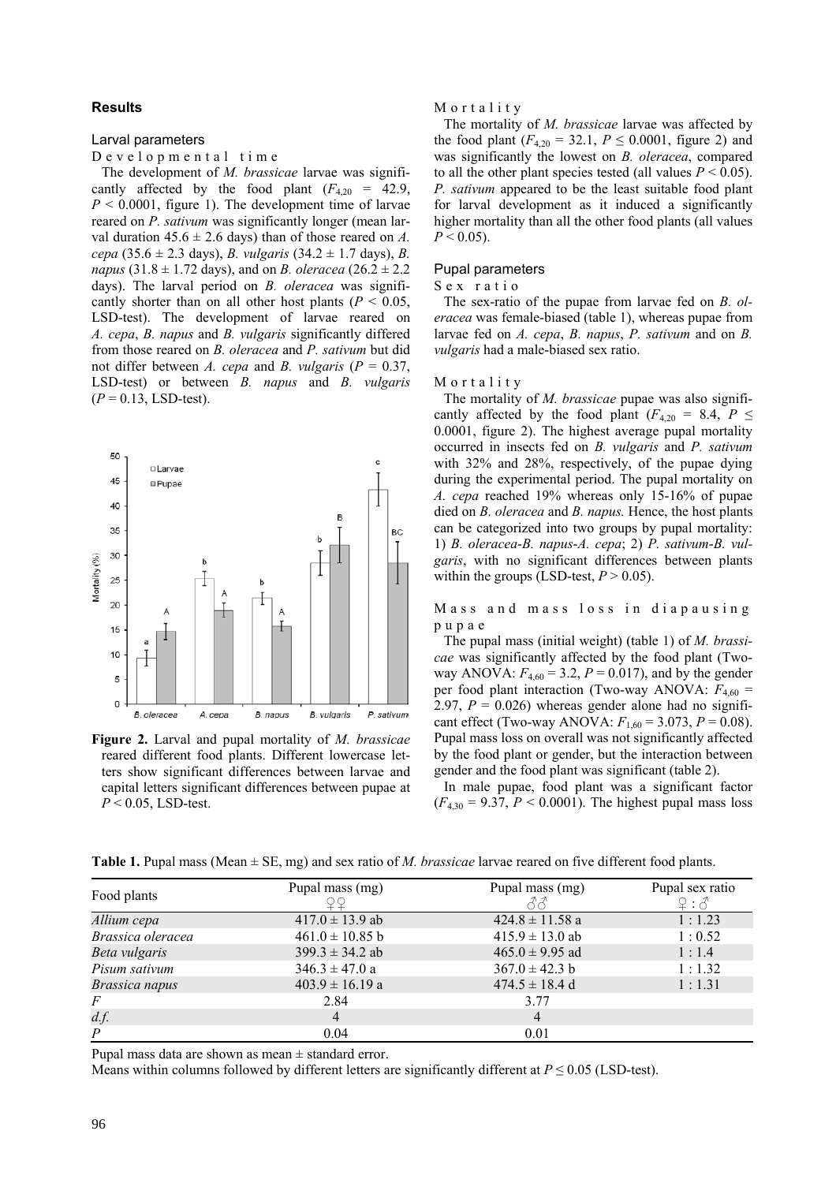## Results

### Larval parameters

Developmental time

The development of *M. brassicae* larvae was significantly affected by the food plant ($F_{4,20}$ = 42.9, $P$ < 0.0001, figure 1). The development time of larvae reared on *P. sativum* was significantly longer (mean larval duration 45.6 ± 2.6 days) than of those reared on *A. cepa* (35.6 ± 2.3 days), *B. vulgaris* (34.2 ± 1.7 days), *B. napus* (31.8 ± 1.72 days), and on *B. oleracea* (26.2 ± 2.2 days). The larval period on *B. oleracea* was significantly shorter than on all other host plants ($P$ < 0.05, LSD-test). The development of larvae reared on *A. cepa*, *B. napus* and *B. vulgaris* significantly differed from those reared on *B. oleracea* and *P. sativum* but did not differ between *A. cepa* and *B. vulgaris* ($P$ = 0.37, LSD-test) or between *B. napus* and *B. vulgaris* ($P$ = 0.13, LSD-test).

**Figure 2.** Larval and pupal mortality of *M. brassicae* reared different food plants. Different lowercase letters show significant differences between larvae and capital letters significant differences between pupae at $P$ < 0.05, LSD-test.

Mortality

The mortality of *M. brassicae* larvae was affected by the food plant ($F_{4,20}$ = 32.1, $P$ ≤ 0.0001, figure 2) and was significantly the lowest on *B. oleracea*, compared to all the other plant species tested (all values $P$ < 0.05). *P. sativum* appeared to be the least suitable food plant for larval development as it induced a significantly higher mortality than all the other food plants (all values $P$ < 0.05).

### Pupal parameters

Sex ratio

The sex-ratio of the pupae from larvae fed on *B. oleracea* was female-biased (table 1), whereas pupae from larvae fed on *A. cepa*, *B. napus*, *P. sativum* and on *B. vulgaris* had a male-biased sex ratio.

Mortality

The mortality of *M. brassicae* pupae was also significantly affected by the food plant ($F_{4,20}$ = 8.4, $P$ ≤ 0.0001, figure 2). The highest average pupal mortality occurred in insects fed on *B. vulgaris* and *P. sativum* with 32% and 28%, respectively, of the pupae dying during the experimental period. The pupal mortality on *A. cepa* reached 19% whereas only 15-16% of pupae died on *B. oleracea* and *B. napus.* Hence, the host plants can be categorized into two groups by pupal mortality: 1) *B. oleracea*-*B. napus*-*A. cepa*; 2) *P. sativum*-*B. vulgaris*, with no significant differences between plants within the groups (LSD-test, $P$ > 0.05).

Mass and mass loss in diapausing pupae

The pupal mass (initial weight) (table 1) of *M. brassicae* was significantly affected by the food plant (Two-way ANOVA: $F_{4,60}$ = 3.2, $P$ = 0.017), and by the gender per food plant interaction (Two-way ANOVA: $F_{4,60}$ = 2.97, $P$ = 0.026) whereas gender alone had no significant effect (Two-way ANOVA: $F_{1,60}$ = 3.073, $P$ = 0.08). Pupal mass loss on overall was not significantly affected by the food plant or gender, but the interaction between gender and the food plant was significant (table 2).

In male pupae, food plant was a significant factor ($F_{4,30}$ = 9.37, $P$ < 0.0001). The highest pupal mass loss

**Table 1.** Pupal mass (Mean ± SE, mg) and sex ratio of *M. brassicae* larvae reared on five different food plants.

| Food plants | Pupal mass (mg) ♀♀ | Pupal mass (mg) ♂♂ | Pupal sex ratio ♀ : ♂ |
|---|---|---|---|
| *Allium cepa* | 417.0 ± 13.9 ab | 424.8 ± 11.58 a | 1 : 1.23 |
| *Brassica oleracea* | 461.0 ± 10.85 b | 415.9 ± 13.0 ab | 1 : 0.52 |
| *Beta vulgaris* | 399.3 ± 34.2 ab | 465.0 ± 9.95 ad | 1 : 1.4 |
| *Pisum sativum* | 346.3 ± 47.0 a | 367.0 ± 42.3 b | 1 : 1.32 |
| *Brassica napus* | 403.9 ± 16.19 a | 474.5 ± 18.4 d | 1 : 1.31 |
| $F$ | 2.84 | 3.77 | |
| *d.f.* | 4 | 4 | |
| $P$ | 0.04 | 0.01 | |

Pupal mass data are shown as mean ± standard error.
Means within columns followed by different letters are significantly different at $P$ ≤ 0.05 (LSD-test).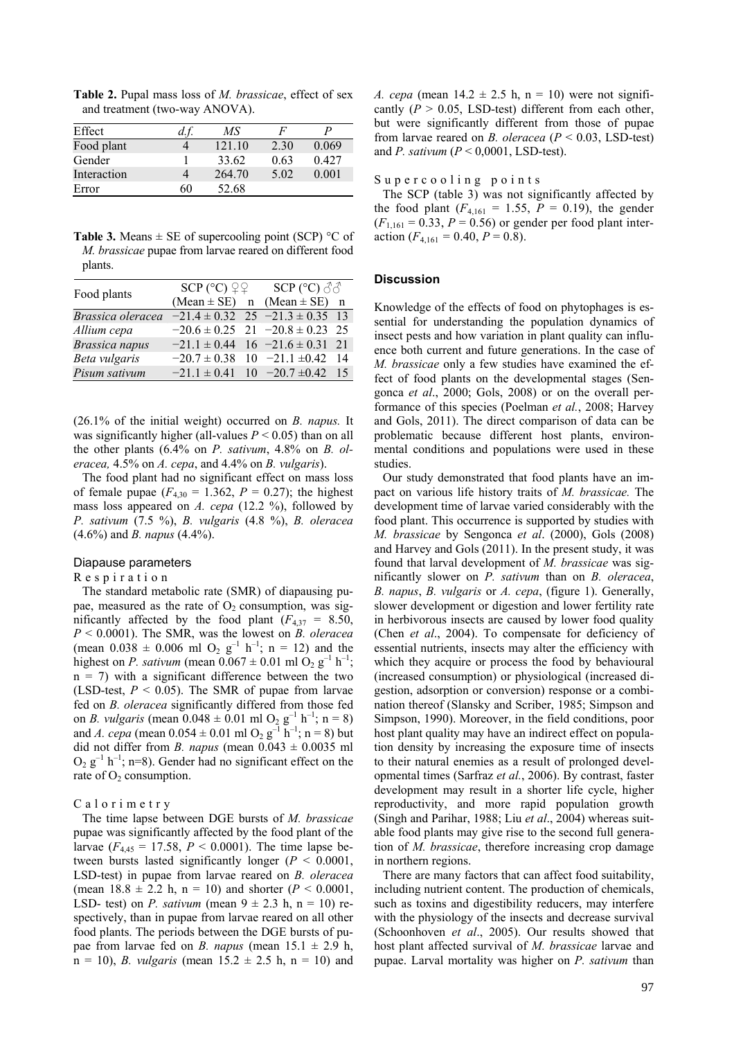**Table 2.** Pupal mass loss of *M. brassicae*, effect of sex and treatment (two-way ANOVA).

| Effect | *d.f.* | *MS* | *F* | *P* |
|---|---|---|---|---|
| Food plant | 4 | 121.10 | 2.30 | 0.069 |
| Gender | 1 | 33.62 | 0.63 | 0.427 |
| Interaction | 4 | 264.70 | 5.02 | 0.001 |
| Error | 60 | 52.68 | | |

**Table 3.** Means ± SE of supercooling point (SCP) °C of *M. brassicae* pupae from larvae reared on different food plants.

| Food plants | SCP (°C) ♀♀ (Mean ± SE) | n | SCP (°C) ♂♂ (Mean ± SE) | n |
|---|---|---|---|---|
| *Brassica oleracea* | −21.4 ± 0.32 | 25 | −21.3 ± 0.35 | 13 |
| *Allium cepa* | −20.6 ± 0.25 | 21 | −20.8 ± 0.23 | 25 |
| *Brassica napus* | −21.1 ± 0.44 | 16 | −21.6 ± 0.31 | 21 |
| *Beta vulgaris* | −20.7 ± 0.38 | 10 | −21.1 ±0.42 | 14 |
| *Pisum sativum* | −21.1 ± 0.41 | 10 | −20.7 ±0.42 | 15 |

(26.1% of the initial weight) occurred on *B. napus.* It was significantly higher (all-values $P < 0.05$) than on all the other plants (6.4% on *P. sativum*, 4.8% on *B. oleracea,* 4.5% on *A. cepa*, and 4.4% on *B. vulgaris*).

The food plant had no significant effect on mass loss of female pupae ($F_{4,30} = 1.362$, $P = 0.27$); the highest mass loss appeared on *A. cepa* (12.2 %), followed by *P. sativum* (7.5 %), *B. vulgaris* (4.8 %), *B. oleracea* (4.6%) and *B. napus* (4.4%).

### Diapause parameters

#### Respiration

The standard metabolic rate (SMR) of diapausing pupae, measured as the rate of $O_2$ consumption, was significantly affected by the food plant ($F_{4,37} = 8.50$, $P < 0.0001$). The SMR, was the lowest on *B. oleracea* (mean $0.038 \pm 0.006$ ml $O_2$ $g^{-1}$ $h^{-1}$; n = 12) and the highest on *P. sativum* (mean $0.067 \pm 0.01$ ml $O_2$ $g^{-1}$ $h^{-1}$; n = 7) with a significant difference between the two (LSD-test, $P < 0.05$). The SMR of pupae from larvae fed on *B. oleracea* significantly differed from those fed on *B. vulgaris* (mean $0.048 \pm 0.01$ ml $O_2$ $g^{-1}$ $h^{-1}$; n = 8) and *A. cepa* (mean $0.054 \pm 0.01$ ml $O_2$ $g^{-1}$ $h^{-1}$; n = 8) but did not differ from *B. napus* (mean $0.043 \pm 0.0035$ ml $O_2$ $g^{-1}$ $h^{-1}$; n=8). Gender had no significant effect on the rate of $O_2$ consumption.

#### Calorimetry

The time lapse between DGE bursts of *M. brassicae* pupae was significantly affected by the food plant of the larvae ($F_{4,45} = 17.58$, $P < 0.0001$). The time lapse between bursts lasted significantly longer ($P < 0.0001$, LSD-test) in pupae from larvae reared on *B. oleracea* (mean 18.8 ± 2.2 h, n = 10) and shorter ($P < 0.0001$, LSD- test) on *P. sativum* (mean 9 ± 2.3 h, n = 10) respectively, than in pupae from larvae reared on all other food plants. The periods between the DGE bursts of pupae from larvae fed on *B. napus* (mean 15.1 ± 2.9 h, n = 10), *B. vulgaris* (mean 15.2 ± 2.5 h, n = 10) and *A. cepa* (mean 14.2 ± 2.5 h, n = 10) were not significantly ($P > 0.05$, LSD-test) different from each other, but were significantly different from those of pupae from larvae reared on *B. oleracea* ($P < 0.03$, LSD-test) and *P. sativum* ($P < 0,0001$, LSD-test).

#### Supercooling points

The SCP (table 3) was not significantly affected by the food plant ($F_{4,161} = 1.55$, $P = 0.19$), the gender ($F_{1,161} = 0.33$, $P = 0.56$) or gender per food plant interaction ($F_{4,161} = 0.40$, $P = 0.8$).

## Discussion

Knowledge of the effects of food on phytophages is essential for understanding the population dynamics of insect pests and how variation in plant quality can influence both current and future generations. In the case of *M. brassicae* only a few studies have examined the effect of food plants on the developmental stages (Sengonca *et al*., 2000; Gols, 2008) or on the overall performance of this species (Poelman *et al.*, 2008; Harvey and Gols, 2011). The direct comparison of data can be problematic because different host plants, environmental conditions and populations were used in these studies.

Our study demonstrated that food plants have an impact on various life history traits of *M. brassicae.* The development time of larvae varied considerably with the food plant. This occurrence is supported by studies with *M. brassicae* by Sengonca *et al*. (2000), Gols (2008) and Harvey and Gols (2011). In the present study, it was found that larval development of *M. brassicae* was significantly slower on *P. sativum* than on *B. oleracea*, *B. napus*, *B. vulgaris* or *A. cepa*, (figure 1). Generally, slower development or digestion and lower fertility rate in herbivorous insects are caused by lower food quality (Chen *et al*., 2004). To compensate for deficiency of essential nutrients, insects may alter the efficiency with which they acquire or process the food by behavioural (increased consumption) or physiological (increased digestion, adsorption or conversion) response or a combination thereof (Slansky and Scriber, 1985; Simpson and Simpson, 1990). Moreover, in the field conditions, poor host plant quality may have an indirect effect on population density by increasing the exposure time of insects to their natural enemies as a result of prolonged developmental times (Sarfraz *et al.*, 2006). By contrast, faster development may result in a shorter life cycle, higher reproductivity, and more rapid population growth (Singh and Parihar, 1988; Liu *et al*., 2004) whereas suitable food plants may give rise to the second full generation of *M. brassicae*, therefore increasing crop damage in northern regions.

There are many factors that can affect food suitability, including nutrient content. The production of chemicals, such as toxins and digestibility reducers, may interfere with the physiology of the insects and decrease survival (Schoonhoven *et al*., 2005). Our results showed that host plant affected survival of *M. brassicae* larvae and pupae. Larval mortality was higher on *P. sativum* than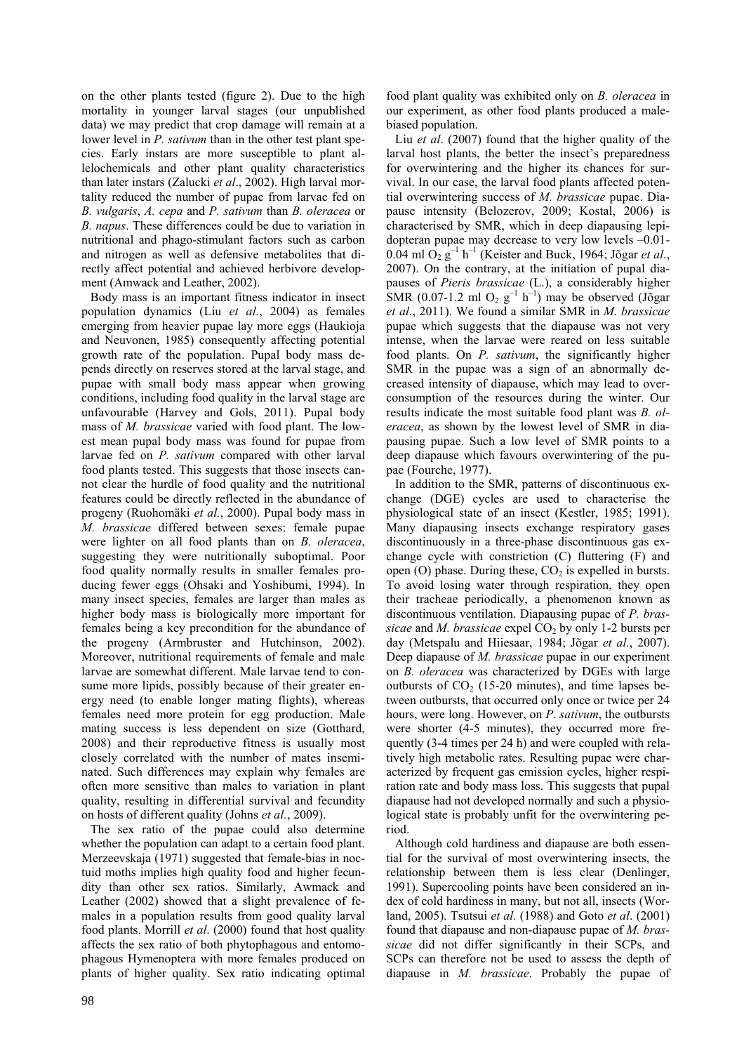on the other plants tested (figure 2). Due to the high mortality in younger larval stages (our unpublished data) we may predict that crop damage will remain at a lower level in *P. sativum* than in the other test plant species. Early instars are more susceptible to plant allelochemicals and other plant quality characteristics than later instars (Zalucki *et al*., 2002). High larval mortality reduced the number of pupae from larvae fed on *B. vulgaris*, *A. cepa* and *P. sativum* than *B. oleracea* or *B. napus*. These differences could be due to variation in nutritional and phago-stimulant factors such as carbon and nitrogen as well as defensive metabolites that directly affect potential and achieved herbivore development (Amwack and Leather, 2002).

Body mass is an important fitness indicator in insect population dynamics (Liu *et al.*, 2004) as females emerging from heavier pupae lay more eggs (Haukioja and Neuvonen, 1985) consequently affecting potential growth rate of the population. Pupal body mass depends directly on reserves stored at the larval stage, and pupae with small body mass appear when growing conditions, including food quality in the larval stage are unfavourable (Harvey and Gols, 2011). Pupal body mass of *M. brassicae* varied with food plant. The lowest mean pupal body mass was found for pupae from larvae fed on *P. sativum* compared with other larval food plants tested. This suggests that those insects cannot clear the hurdle of food quality and the nutritional features could be directly reflected in the abundance of progeny (Ruohomäki *et al.*, 2000). Pupal body mass in *M. brassicae* differed between sexes: female pupae were lighter on all food plants than on *B. oleracea*, suggesting they were nutritionally suboptimal. Poor food quality normally results in smaller females producing fewer eggs (Ohsaki and Yoshibumi, 1994). In many insect species, females are larger than males as higher body mass is biologically more important for females being a key precondition for the abundance of the progeny (Armbruster and Hutchinson, 2002). Moreover, nutritional requirements of female and male larvae are somewhat different. Male larvae tend to consume more lipids, possibly because of their greater energy need (to enable longer mating flights), whereas females need more protein for egg production. Male mating success is less dependent on size (Gotthard, 2008) and their reproductive fitness is usually most closely correlated with the number of mates inseminated. Such differences may explain why females are often more sensitive than males to variation in plant quality, resulting in differential survival and fecundity on hosts of different quality (Johns *et al.*, 2009).

The sex ratio of the pupae could also determine whether the population can adapt to a certain food plant. Merzeevskaja (1971) suggested that female-bias in noctuid moths implies high quality food and higher fecundity than other sex ratios. Similarly, Awmack and Leather (2002) showed that a slight prevalence of females in a population results from good quality larval food plants. Morrill *et al*. (2000) found that host quality affects the sex ratio of both phytophagous and entomophagous Hymenoptera with more females produced on plants of higher quality. Sex ratio indicating optimal food plant quality was exhibited only on *B. oleracea* in our experiment, as other food plants produced a male-biased population.

Liu *et al*. (2007) found that the higher quality of the larval host plants, the better the insect's preparedness for overwintering and the higher its chances for survival. In our case, the larval food plants affected potential overwintering success of *M. brassicae* pupae. Diapause intensity (Belozerov, 2009; Kostal, 2006) is characterised by SMR, which in deep diapausing lepidopteran pupae may decrease to very low levels –0.01-0.04 ml $O_2$ $g^{-1}$ $h^{-1}$ (Keister and Buck, 1964; Jõgar *et al*., 2007). On the contrary, at the initiation of pupal diapauses of *Pieris brassicae* (L.), a considerably higher SMR (0.07-1.2 ml $O_2$ $g^{-1}$ $h^{-1}$) may be observed (Jõgar *et al*., 2011). We found a similar SMR in *M. brassicae* pupae which suggests that the diapause was not very intense, when the larvae were reared on less suitable food plants. On *P. sativum*, the significantly higher SMR in the pupae was a sign of an abnormally decreased intensity of diapause, which may lead to overconsumption of the resources during the winter. Our results indicate the most suitable food plant was *B. oleracea*, as shown by the lowest level of SMR in diapausing pupae. Such a low level of SMR points to a deep diapause which favours overwintering of the pupae (Fourche, 1977).

In addition to the SMR, patterns of discontinuous exchange (DGE) cycles are used to characterise the physiological state of an insect (Kestler, 1985; 1991). Many diapausing insects exchange respiratory gases discontinuously in a three-phase discontinuous gas exchange cycle with constriction (C) fluttering (F) and open (O) phase. During these, $CO_2$ is expelled in bursts. To avoid losing water through respiration, they open their tracheae periodically, a phenomenon known as discontinuous ventilation. Diapausing pupae of *P. brassicae* and *M. brassicae* expel $CO_2$ by only 1-2 bursts per day (Metspalu and Hiiesaar, 1984; Jõgar *et al.*, 2007). Deep diapause of *M. brassicae* pupae in our experiment on *B. oleracea* was characterized by DGEs with large outbursts of $CO_2$ (15-20 minutes), and time lapses between outbursts, that occurred only once or twice per 24 hours, were long. However, on *P. sativum*, the outbursts were shorter (4-5 minutes), they occurred more frequently (3-4 times per 24 h) and were coupled with relatively high metabolic rates. Resulting pupae were characterized by frequent gas emission cycles, higher respiration rate and body mass loss. This suggests that pupal diapause had not developed normally and such a physiological state is probably unfit for the overwintering period.

Although cold hardiness and diapause are both essential for the survival of most overwintering insects, the relationship between them is less clear (Denlinger, 1991). Supercooling points have been considered an index of cold hardiness in many, but not all, insects (Worland, 2005). Tsutsui *et al.* (1988) and Goto *et al*. (2001) found that diapause and non-diapause pupae of *M. brassicae* did not differ significantly in their SCPs, and SCPs can therefore not be used to assess the depth of diapause in *M. brassicae*. Probably the pupae of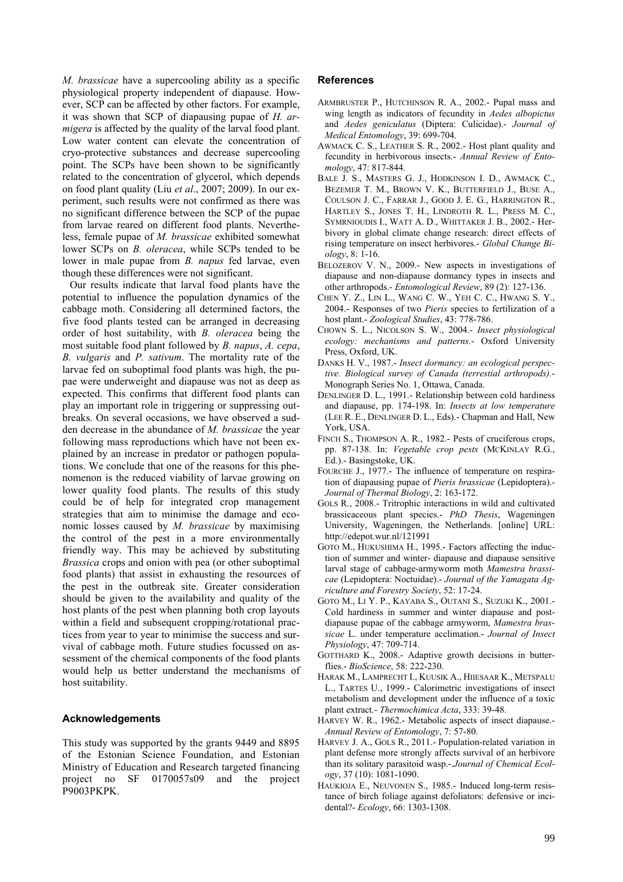*M. brassicae* have a supercooling ability as a specific physiological property independent of diapause. However, SCP can be affected by other factors. For example, it was shown that SCP of diapausing pupae of *H. armigera* is affected by the quality of the larval food plant. Low water content can elevate the concentration of cryo-protective substances and decrease supercooling point. The SCPs have been shown to be significantly related to the concentration of glycerol, which depends on food plant quality (Liu *et al*., 2007; 2009). In our experiment, such results were not confirmed as there was no significant difference between the SCP of the pupae from larvae reared on different food plants. Nevertheless, female pupae of *M. brassicae* exhibited somewhat lower SCPs on *B. oleracea*, while SCPs tended to be lower in male pupae from *B. napus* fed larvae, even though these differences were not significant.

Our results indicate that larval food plants have the potential to influence the population dynamics of the cabbage moth. Considering all determined factors, the five food plants tested can be arranged in decreasing order of host suitability, with *B. oleracea* being the most suitable food plant followed by *B. napus*, *A. cepa*, *B. vulgaris* and *P. sativum*. The mortality rate of the larvae fed on suboptimal food plants was high, the pupae were underweight and diapause was not as deep as expected. This confirms that different food plants can play an important role in triggering or suppressing outbreaks. On several occasions, we have observed a sudden decrease in the abundance of *M. brassicae* the year following mass reproductions which have not been explained by an increase in predator or pathogen populations. We conclude that one of the reasons for this phenomenon is the reduced viability of larvae growing on lower quality food plants. The results of this study could be of help for integrated crop management strategies that aim to minimise the damage and economic losses caused by *M. brassicae* by maximising the control of the pest in a more environmentally friendly way. This may be achieved by substituting *Brassica* crops and onion with pea (or other suboptimal food plants) that assist in exhausting the resources of the pest in the outbreak site. Greater consideration should be given to the availability and quality of the host plants of the pest when planning both crop layouts within a field and subsequent cropping/rotational practices from year to year to minimise the success and survival of cabbage moth. Future studies focussed on assessment of the chemical components of the food plants would help us better understand the mechanisms of host suitability.

## Acknowledgements

This study was supported by the grants 9449 and 8895 of the Estonian Science Foundation, and Estonian Ministry of Education and Research targeted financing project no SF 0170057s09 and the project P9003PKPK.

## References

ARMBRUSTER P., HUTCHINSON R. A., 2002.- Pupal mass and wing length as indicators of fecundity in *Aedes albopictus* and *Aedes geniculatus* (Diptera: Culicidae).- *Journal of Medical Entomology*, 39: 699-704.

AWMACK C. S., LEATHER S. R., 2002.- Host plant quality and fecundity in herbivorous insects.- *Annual Review of Entomology*, 47: 817-844.

BALE J. S., MASTERS G. J., HODKINSON I. D., AWMACK C., BEZEMER T. M., BROWN V. K., BUTTERFIELD J., BUSE A., COULSON J. C., FARRAR J., GOOD J. E. G., HARRINGTON R., HARTLEY S., JONES T. H., LINDROTH R. L., PRESS M. C., SYMRNIOUDIS I., WATT A. D., WHITTAKER J. B., 2002.- Herbivory in global climate change research: direct effects of rising temperature on insect herbivores.- *Global Change Biology*, 8: 1-16.

BELOZEROV V. N., 2009.- New aspects in investigations of diapause and non-diapause dormancy types in insects and other arthropods.- *Entomological Review*, 89 (2): 127-136.

CHEN Y. Z., LIN L., WANG C. W., YEH C. C., HWANG S. Y., 2004.- Responses of two *Pieris* species to fertilization of a host plant.- *Zoological Studies*, 43: 778-786.

CHOWN S. L., NICOLSON S. W., 2004.- *Insect physiological ecology: mechanisms and patterns*.- Oxford University Press, Oxford, UK.

DANKS H. V., 1987.- *Insect dormancy: an ecological perspective. Biological survey of Canada (terrestial arthropods)*.- Monograph Series No. 1, Ottawa, Canada.

DENLINGER D. L., 1991.- Relationship between cold hardiness and diapause, pp. 174-198. In: *Insects at low temperature* (LEE R. E., DENLINGER D. L., Eds).- Chapman and Hall, New York, USA.

FINCH S., THOMPSON A. R., 1982.- Pests of cruciferous crops, pp. 87-138. In: *Vegetable crop pests* (MCKINLAY R.G., Ed.).- Basingstoke, UK.

FOURCHE J., 1977.- The influence of temperature on respiration of diapausing pupae of *Pieris brassicae* (Lepidoptera).- *Journal of Thermal Biology*, 2: 163-172.

GOLS R., 2008.- Tritrophic interactions in wild and cultivated brassicaceous plant species.- *PhD Thesis*, Wageningen University, Wageningen, the Netherlands. [online] URL: http://edepot.wur.nl/121991

GOTO M., HUKUSHIMA H., 1995.- Factors affecting the induction of summer and winter- diapause and diapause sensitive larval stage of cabbage-armyworm moth *Mamestra brassicae* (Lepidoptera: Noctuidae).- *Journal of the Yamagata Agriculture and Forestry Society*, 52: 17-24.

GOTO M., LI Y. P., KAYABA S., OUTANI S., SUZUKI K., 2001.- Cold hardiness in summer and winter diapause and post-diapause pupae of the cabbage armyworm, *Mamestra brassicae* L. under temperature acclimation.- *Journal of Insect Physiology*, 47: 709-714.

GOTTHARD K., 2008.- Adaptive growth decisions in butterflies.- *BioScience*, 58: 222-230.

HARAK M., LAMPRECHT I., KUUSIK A., HIIESAAR K., METSPALU L., TARTES U., 1999.- Calorimetric investigations of insect metabolism and development under the influence of a toxic plant extract.- *Thermochimica Acta*, 333: 39-48.

HARVEY W. R., 1962.- Metabolic aspects of insect diapause.- *Annual Review of Entomology*, 7: 57-80.

HARVEY J. A., GOLS R., 2011.- Population-related variation in plant defense more strongly affects survival of an herbivore than its solitary parasitoid wasp.- *Journal of Chemical Ecology*, 37 (10): 1081-1090.

HAUKIOJA E., NEUVONEN S., 1985.- Induced long-term resistance of birch foliage against defoliators: defensive or incidental?- *Ecology*, 66: 1303-1308.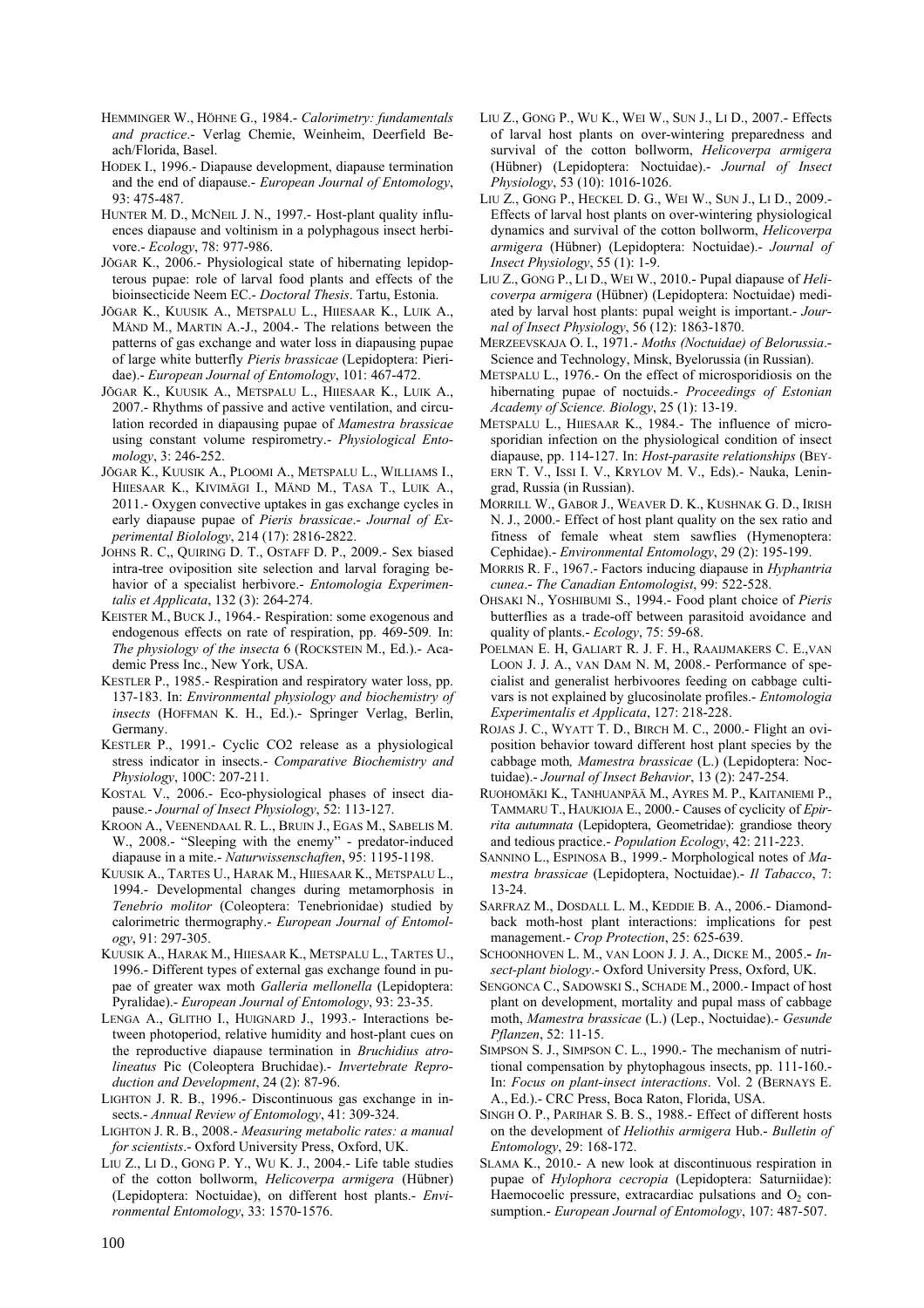HEMMINGER W., HÖHNE G., 1984.- *Calorimetry: fundamentals and practice*.- Verlag Chemie, Weinheim, Deerfield Beach/Florida, Basel.

HODEK I., 1996.- Diapause development, diapause termination and the end of diapause.- *European Journal of Entomology*, 93: 475-487.

HUNTER M. D., MCNEIL J. N., 1997.- Host-plant quality influences diapause and voltinism in a polyphagous insect herbivore.- *Ecology*, 78: 977-986.

JÕGAR K., 2006.- Physiological state of hibernating lepidopterous pupae: role of larval food plants and effects of the bioinsecticide Neem EC.- *Doctoral Thesis*. Tartu, Estonia.

JÕGAR K., KUUSIK A., METSPALU L., HIIESAAR K., LUIK A., MÄND M., MARTIN A.-J., 2004.- The relations between the patterns of gas exchange and water loss in diapausing pupae of large white butterfly *Pieris brassicae* (Lepidoptera: Pieridae).- *European Journal of Entomology*, 101: 467-472.

JÕGAR K., KUUSIK A., METSPALU L., HIIESAAR K., LUIK A., 2007.- Rhythms of passive and active ventilation, and circulation recorded in diapausing pupae of *Mamestra brassicae* using constant volume respirometry.- *Physiological Entomology*, 3: 246-252.

JÕGAR K., KUUSIK A., PLOOMI A., METSPALU L., WILLIAMS I., HIIESAAR K., KIVIMÄGI I., MÄND M., TASA T., LUIK A., 2011.- Oxygen convective uptakes in gas exchange cycles in early diapause pupae of *Pieris brassicae*.- *Journal of Experimental Biolology*, 214 (17): 2816-2822.

JOHNS R. C,, QUIRING D. T., OSTAFF D. P., 2009.- Sex biased intra-tree oviposition site selection and larval foraging behavior of a specialist herbivore.- *Entomologia Experimentalis et Applicata*, 132 (3): 264-274.

KEISTER M., BUCK J., 1964.- Respiration: some exogenous and endogenous effects on rate of respiration, pp. 469-509*.* In: *The physiology of the insecta* 6 (ROCKSTEIN M., Ed.).- Academic Press Inc., New York, USA.

KESTLER P., 1985.- Respiration and respiratory water loss, pp. 137-183. In: *Environmental physiology and biochemistry of insects* (HOFFMAN K. H., Ed.).- Springer Verlag, Berlin, Germany.

KESTLER P., 1991.- Cyclic CO2 release as a physiological stress indicator in insects.- *Comparative Biochemistry and Physiology*, 100C: 207-211.

KOSTAL V., 2006.- Eco-physiological phases of insect diapause.- *Journal of Insect Physiology*, 52: 113-127.

KROON A., VEENENDAAL R. L., BRUIN J., EGAS M., SABELIS M. W., 2008.- "Sleeping with the enemy" - predator-induced diapause in a mite.- *Naturwissenschaften*, 95: 1195-1198.

KUUSIK A., TARTES U., HARAK M., HIIESAAR K., METSPALU L., 1994.- Developmental changes during metamorphosis in *Tenebrio molitor* (Coleoptera: Tenebrionidae) studied by calorimetric thermography.- *European Journal of Entomology*, 91: 297-305.

KUUSIK A., HARAK M., HIIESAAR K., METSPALU L., TARTES U., 1996.- Different types of external gas exchange found in pupae of greater wax moth *Galleria mellonella* (Lepidoptera: Pyralidae).- *European Journal of Entomology*, 93: 23-35.

LENGA A., GLITHO I., HUIGNARD J., 1993.- Interactions between photoperiod, relative humidity and host-plant cues on the reproductive diapause termination in *Bruchidius atrolineatus* Pic (Coleoptera Bruchidae).- *Invertebrate Reproduction and Development*, 24 (2): 87-96.

LIGHTON J. R. B., 1996.- Discontinuous gas exchange in insects.- *Annual Review of Entomology*, 41: 309-324.

LIGHTON J. R. B., 2008.- *Measuring metabolic rates: a manual for scientists*.- Oxford University Press, Oxford, UK.

LIU Z., LI D., GONG P. Y., WU K. J., 2004.- Life table studies of the cotton bollworm, *Helicoverpa armigera* (Hübner) (Lepidoptera: Noctuidae), on different host plants.- *Environmental Entomology*, 33: 1570-1576.

LIU Z., GONG P., WU K., WEI W., SUN J., LI D., 2007.- Effects of larval host plants on over-wintering preparedness and survival of the cotton bollworm, *Helicoverpa armigera* (Hübner) (Lepidoptera: Noctuidae).- *Journal of Insect Physiology*, 53 (10): 1016-1026.

LIU Z., GONG P., HECKEL D. G., WEI W., SUN J., LI D., 2009.- Effects of larval host plants on over-wintering physiological dynamics and survival of the cotton bollworm, *Helicoverpa armigera* (Hübner) (Lepidoptera: Noctuidae).- *Journal of Insect Physiology*, 55 (1): 1-9.

LIU Z., GONG P., LI D., WEI W., 2010.- Pupal diapause of *Helicoverpa armigera* (Hübner) (Lepidoptera: Noctuidae) mediated by larval host plants: pupal weight is important.- *Journal of Insect Physiology*, 56 (12): 1863-1870.

MERZEEVSKAJA O. I., 1971.- *Moths (Noctuidae) of Belorussia*.- Science and Technology, Minsk, Byelorussia (in Russian).

METSPALU L., 1976.- On the effect of microsporidiosis on the hibernating pupae of noctuids.- *Proceedings of Estonian Academy of Science. Biology*, 25 (1): 13-19.

METSPALU L., HIIESAAR K., 1984.- The influence of microsporidian infection on the physiological condition of insect diapause, pp. 114-127. In: *Host-parasite relationships* (BEYERN T. V., ISSI I. V., KRYLOV M. V., Eds).- Nauka, Leningrad, Russia (in Russian).

MORRILL W., GABOR J., WEAVER D. K., KUSHNAK G. D., IRISH N. J., 2000.- Effect of host plant quality on the sex ratio and fitness of female wheat stem sawflies (Hymenoptera: Cephidae).- *Environmental Entomology*, 29 (2): 195-199.

MORRIS R. F., 1967.- Factors inducing diapause in *Hyphantria cunea*.- *The Canadian Entomologist*, 99: 522-528.

OHSAKI N., YOSHIBUMI S., 1994.- Food plant choice of *Pieris* butterflies as a trade-off between parasitoid avoidance and quality of plants.- *Ecology*, 75: 59-68.

POELMAN E. H, GALIART R. J. F. H., RAAIJMAKERS C. E.,VAN LOON J. J. A., VAN DAM N. M, 2008.- Performance of specialist and generalist herbivoores feeding on cabbage cultivars is not explained by glucosinolate profiles.- *Entomologia Experimentalis et Applicata*, 127: 218-228.

ROJAS J. C., WYATT T. D., BIRCH M. C., 2000.- Flight an oviposition behavior toward different host plant species by the cabbage moth*, Mamestra brassicae* (L.) (Lepidoptera: Noctuidae).- *Journal of Insect Behavior*, 13 (2): 247-254.

RUOHOMÄKI K., TANHUANPÄÄ M., AYRES M. P., KAITANIEMI P., TAMMARU T., HAUKIOJA E., 2000.- Causes of cyclicity of *Epirrita autumnata* (Lepidoptera, Geometridae): grandiose theory and tedious practice.- *Population Ecology*, 42: 211-223.

SANNINO L., ESPINOSA B., 1999.- Morphological notes of *Mamestra brassicae* (Lepidoptera, Noctuidae).- *Il Tabacco*, 7: 13-24.

SARFRAZ M., DOSDALL L. M., KEDDIE B. A., 2006.- Diamondback moth-host plant interactions: implications for pest management.- *Crop Protection*, 25: 625-639.

SCHOONHOVEN L. M., VAN LOON J. J. A., DICKE M., 2005.- *Insect-plant biology*.- Oxford University Press, Oxford, UK.

SENGONCA C., SADOWSKI S., SCHADE M., 2000.- Impact of host plant on development, mortality and pupal mass of cabbage moth, *Mamestra brassicae* (L.) (Lep., Noctuidae).- *Gesunde Pflanzen*, 52: 11-15.

SIMPSON S. J., SIMPSON C. L., 1990.- The mechanism of nutritional compensation by phytophagous insects, pp. 111-160.- In: *Focus on plant-insect interactions*. Vol. 2 (BERNAYS E. A., Ed.).- CRC Press, Boca Raton, Florida, USA.

SINGH O. P., PARIHAR S. B. S., 1988.- Effect of different hosts on the development of *Heliothis armigera* Hub.- *Bulletin of Entomology*, 29: 168-172.

SLAMA K., 2010.- A new look at discontinuous respiration in pupae of *Hylophora cecropia* (Lepidoptera: Saturniidae): Haemocoelic pressure, extracardiac pulsations and $O_2$ consumption.- *European Journal of Entomology*, 107: 487-507.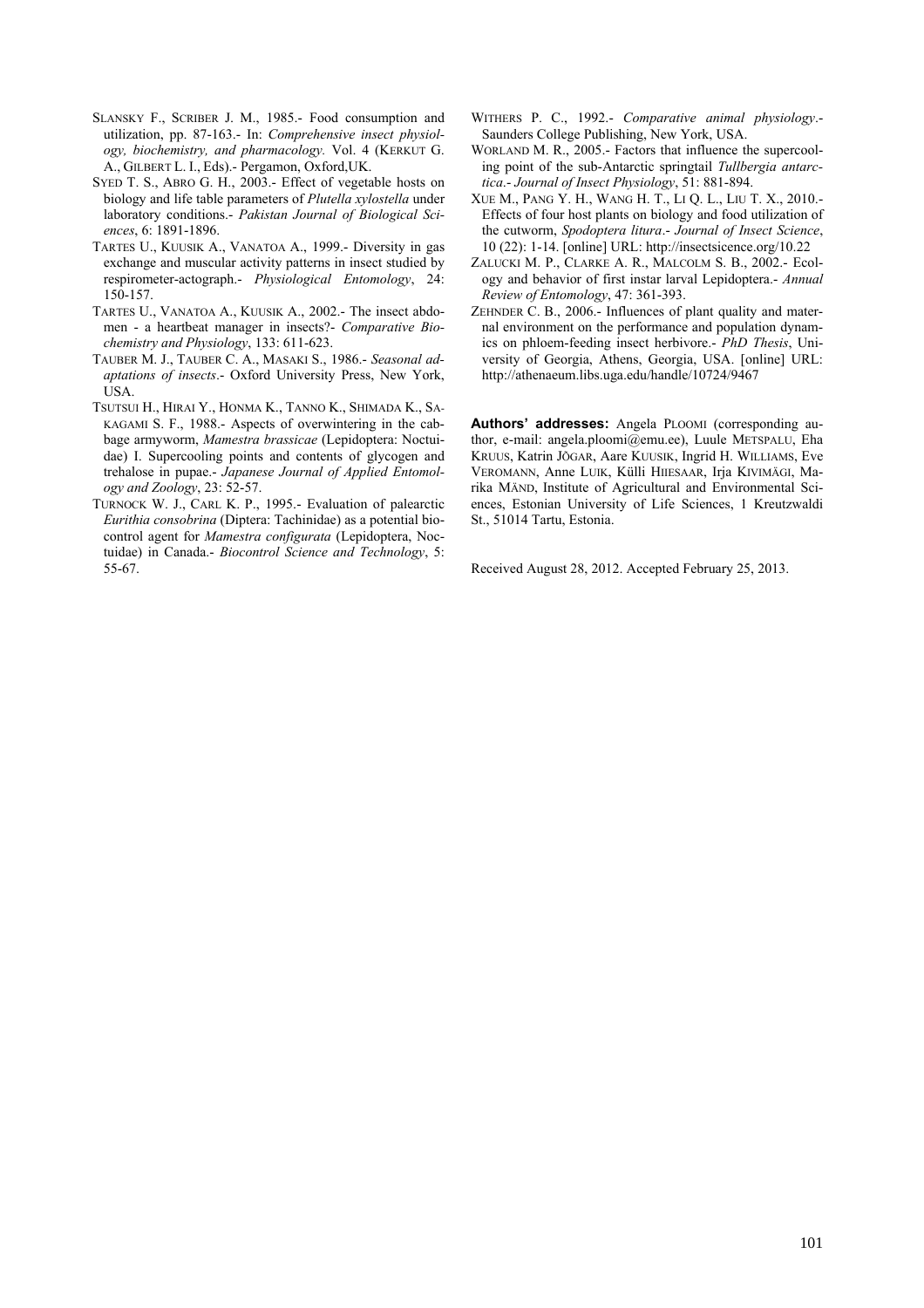SLANSKY F., SCRIBER J. M., 1985.- Food consumption and utilization, pp. 87-163.- In: *Comprehensive insect physiology, biochemistry, and pharmacology.* Vol. 4 (KERKUT G. A., GILBERT L. I., Eds).- Pergamon, Oxford,UK.

SYED T. S., ABRO G. H., 2003.- Effect of vegetable hosts on biology and life table parameters of *Plutella xylostella* under laboratory conditions.- *Pakistan Journal of Biological Sciences*, 6: 1891-1896.

TARTES U., KUUSIK A., VANATOA A., 1999.- Diversity in gas exchange and muscular activity patterns in insect studied by respirometer-actograph.- *Physiological Entomology*, 24: 150-157.

TARTES U., VANATOA A., KUUSIK A., 2002.- The insect abdomen - a heartbeat manager in insects?- *Comparative Biochemistry and Physiology*, 133: 611-623.

TAUBER M. J., TAUBER C. A., MASAKI S., 1986.- *Seasonal adaptations of insects*.- Oxford University Press, New York, USA.

TSUTSUI H., HIRAI Y., HONMA K., TANNO K., SHIMADA K., SAKAGAMI S. F., 1988.- Aspects of overwintering in the cabbage armyworm, *Mamestra brassicae* (Lepidoptera: Noctuidae) I. Supercooling points and contents of glycogen and trehalose in pupae.- *Japanese Journal of Applied Entomology and Zoology*, 23: 52-57.

TURNOCK W. J., CARL K. P., 1995.- Evaluation of palearctic *Eurithia consobrina* (Diptera: Tachinidae) as a potential biocontrol agent for *Mamestra configurata* (Lepidoptera, Noctuidae) in Canada.- *Biocontrol Science and Technology*, 5: 55-67.

WITHERS P. C., 1992.- *Comparative animal physiology*.- Saunders College Publishing, New York, USA.

WORLAND M. R., 2005.- Factors that influence the supercooling point of the sub-Antarctic springtail *Tullbergia antarctica*.- *Journal of Insect Physiology*, 51: 881-894.

XUE M., PANG Y. H., WANG H. T., LI Q. L., LIU T. X., 2010.- Effects of four host plants on biology and food utilization of the cutworm, *Spodoptera litura*.- *Journal of Insect Science*, 10 (22): 1-14. [online] URL: http://insectsicence.org/10.22

ZALUCKI M. P., CLARKE A. R., MALCOLM S. B., 2002.- Ecology and behavior of first instar larval Lepidoptera.- *Annual Review of Entomology*, 47: 361-393.

ZEHNDER C. B., 2006.- Influences of plant quality and maternal environment on the performance and population dynamics on phloem-feeding insect herbivore.- *PhD Thesis*, University of Georgia, Athens, Georgia, USA. [online] URL: http://athenaeum.libs.uga.edu/handle/10724/9467

**Authors' addresses:** Angela PLOOMI (corresponding author, e-mail: angela.ploomi@emu.ee), Luule METSPALU, Eha KRUUS, Katrin JÕGAR, Aare KUUSIK, Ingrid H. WILLIAMS, Eve VEROMANN, Anne LUIK, Külli HIIESAAR, Irja KIVIMÄGI, Marika MÄND, Institute of Agricultural and Environmental Sciences, Estonian University of Life Sciences, 1 Kreutzwaldi St., 51014 Tartu, Estonia.

Received August 28, 2012. Accepted February 25, 2013.